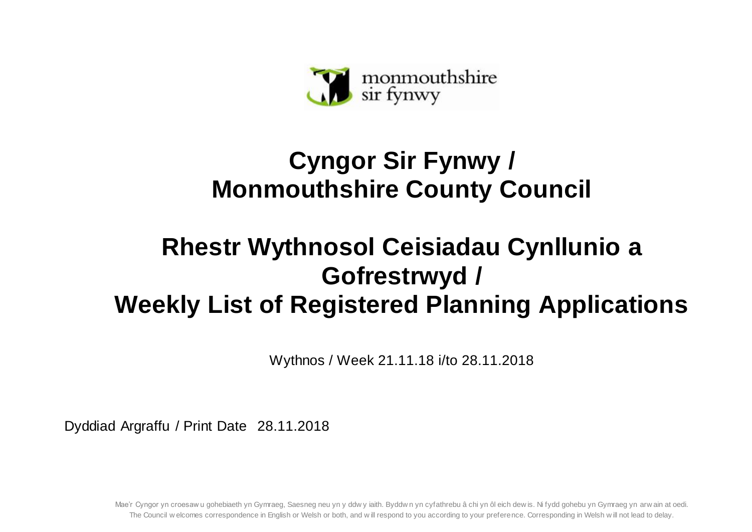monmouthshire
sir fynwy

# Cyngor Sir Fynwy / Monmouthshire County Council

# Rhestr Wythnosol Ceisiadau Cynllunio a Gofrestrwyd / Weekly List of Registered Planning Applications

Wythnos / Week 21.11.18 i/to 28.11.2018

Dyddiad Argraffu / Print Date 28.11.2018

Mae'r Cyngor yn croesawu gohebiaeth yn Gymraeg, Saesneg neu yn y ddwy iaith. Byddwn yn cyfathrebu â chi yn ôl eich dewis. Ni fydd gohebu yn Gymraeg yn arwain at oedi.
The Council welcomes correspondence in English or Welsh or both, and will respond to you according to your preference. Corresponding in Welsh will not lead to delay.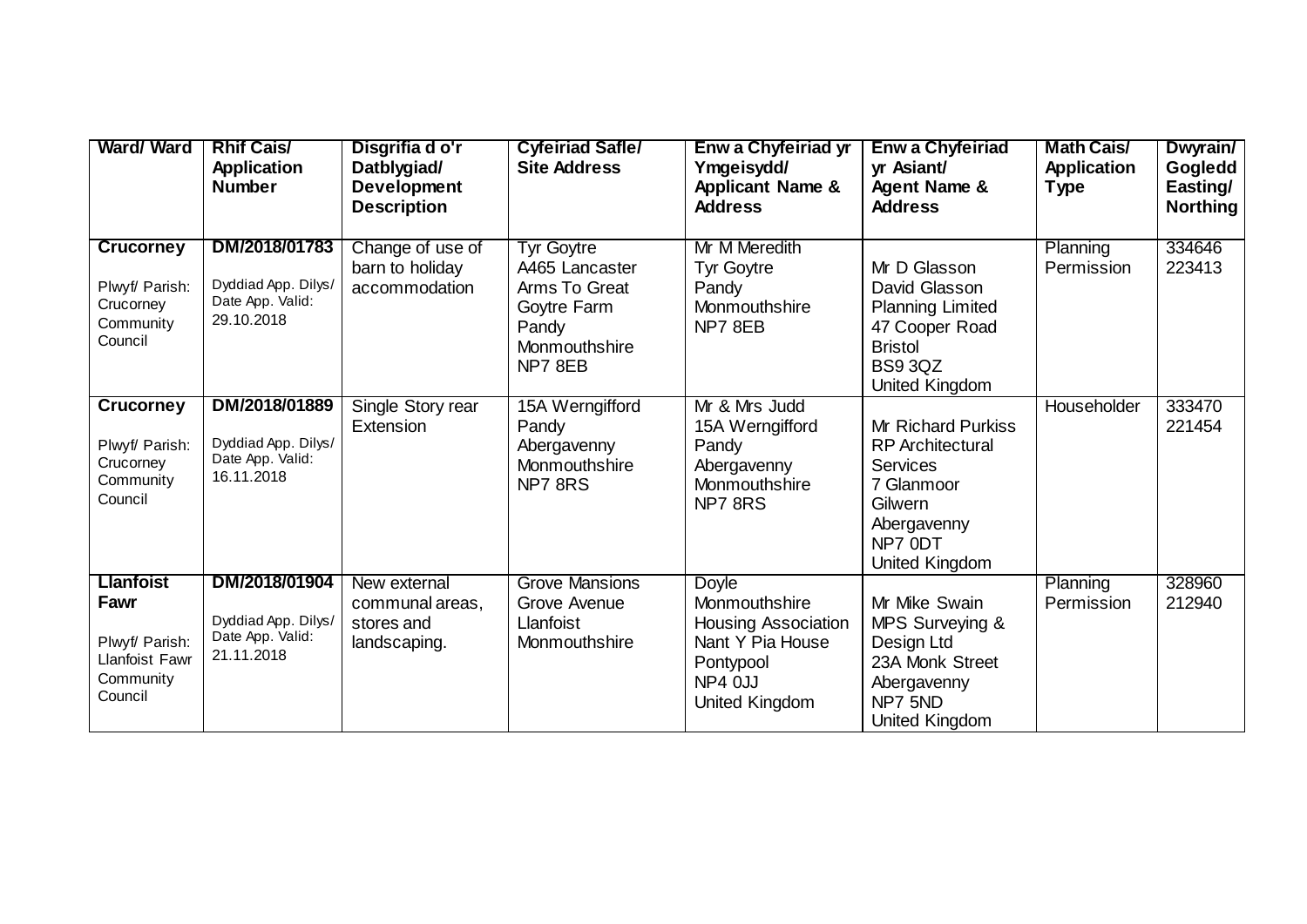| Ward/ Ward | Rhif Cais/ Application Number | Disgrifia d o'r Datblygiad/ Development Description | Cyfeiriad Safle/ Site Address | Enw a Chyfeiriad yr Ymgeisydd/ Applicant Name & Address | Enw a Chyfeiriad yr Asiant/ Agent Name & Address | Math Cais/ Application Type | Dwyrain/ Gogledd Easting/ Northing |
|---|---|---|---|---|---|---|---|
| **Crucorney** Plwyf/ Parish: Crucorney Community Council | **DM/2018/01783** Dyddiad App. Dilys/ Date App. Valid: 29.10.2018 | Change of use of barn to holiday accommodation | Tyr Goytre A465 Lancaster Arms To Great Goytre Farm Pandy Monmouthshire NP7 8EB | Mr M Meredith Tyr Goytre Pandy Monmouthshire NP7 8EB | Mr D Glasson David Glasson Planning Limited 47 Cooper Road Bristol BS9 3QZ United Kingdom | Planning Permission | 334646 223413 |
| **Crucorney** Plwyf/ Parish: Crucorney Community Council | **DM/2018/01889** Dyddiad App. Dilys/ Date App. Valid: 16.11.2018 | Single Story rear Extension | 15A Werngifford Pandy Abergavenny Monmouthshire NP7 8RS | Mr & Mrs Judd 15A Werngifford Pandy Abergavenny Monmouthshire NP7 8RS | Mr Richard Purkiss RP Architectural Services 7 Glanmoor Gilwern Abergavenny NP7 0DT United Kingdom | Householder | 333470 221454 |
| **Llanfoist Fawr** Plwyf/ Parish: Llanfoist Fawr Community Council | **DM/2018/01904** Dyddiad App. Dilys/ Date App. Valid: 21.11.2018 | New external communal areas, stores and landscaping. | Grove Mansions Grove Avenue Llanfoist Monmouthshire | Doyle Monmouthshire Housing Association Nant Y Pia House Pontypool NP4 0JJ United Kingdom | Mr Mike Swain MPS Surveying & Design Ltd 23A Monk Street Abergavenny NP7 5ND United Kingdom | Planning Permission | 328960 212940 |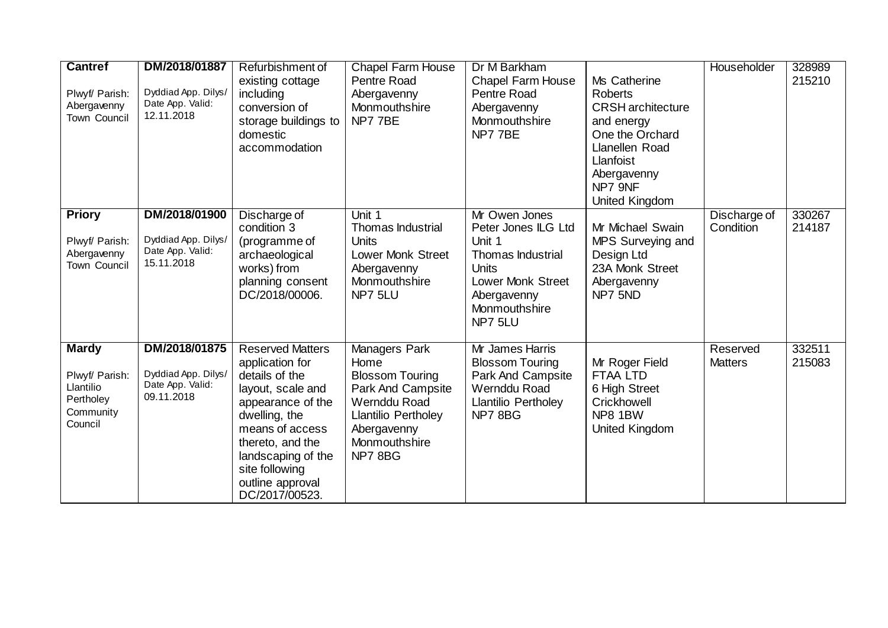| | | | | | | | |
|---|---|---|---|---|---|---|---|
| **Cantref**<br><br>Plwyf/ Parish: Abergavenny Town Council | **DM/2018/01887**<br><br>Dyddiad App. Dilys/ Date App. Valid: 12.11.2018 | Refurbishment of existing cottage including conversion of storage buildings to domestic accommodation | Chapel Farm House Pentre Road Abergavenny Monmouthshire NP7 7BE | Dr M Barkham Chapel Farm House Pentre Road Abergavenny Monmouthshire NP7 7BE | Ms Catherine Roberts CRSH architecture and energy One the Orchard Llanellen Road Llanfoist Abergavenny NP7 9NF United Kingdom | Householder | 328989 215210 |
| **Priory**<br><br>Plwyf/ Parish: Abergavenny Town Council | **DM/2018/01900**<br><br>Dyddiad App. Dilys/ Date App. Valid: 15.11.2018 | Discharge of condition 3 (programme of archaeological works) from planning consent DC/2018/00006. | Unit 1 Thomas Industrial Units Lower Monk Street Abergavenny Monmouthshire NP7 5LU | Mr Owen Jones Peter Jones ILG Ltd Unit 1 Thomas Industrial Units Lower Monk Street Abergavenny Monmouthshire NP7 5LU | Mr Michael Swain MPS Surveying and Design Ltd 23A Monk Street Abergavenny NP7 5ND | Discharge of Condition | 330267 214187 |
| **Mardy**<br><br>Plwyf/ Parish: Llantilio Pertholey Community Council | **DM/2018/01875**<br><br>Dyddiad App. Dilys/ Date App. Valid: 09.11.2018 | Reserved Matters application for details of the layout, scale and appearance of the dwelling, the means of access thereto, and the landscaping of the site following outline approval DC/2017/00523. | Managers Park Home Blossom Touring Park And Campsite Wernddu Road Llantilio Pertholey Abergavenny Monmouthshire NP7 8BG | Mr James Harris Blossom Touring Park And Campsite Wernddu Road Llantilio Pertholey NP7 8BG | Mr Roger Field FTAA LTD 6 High Street Crickhowell NP8 1BW United Kingdom | Reserved Matters | 332511 215083 |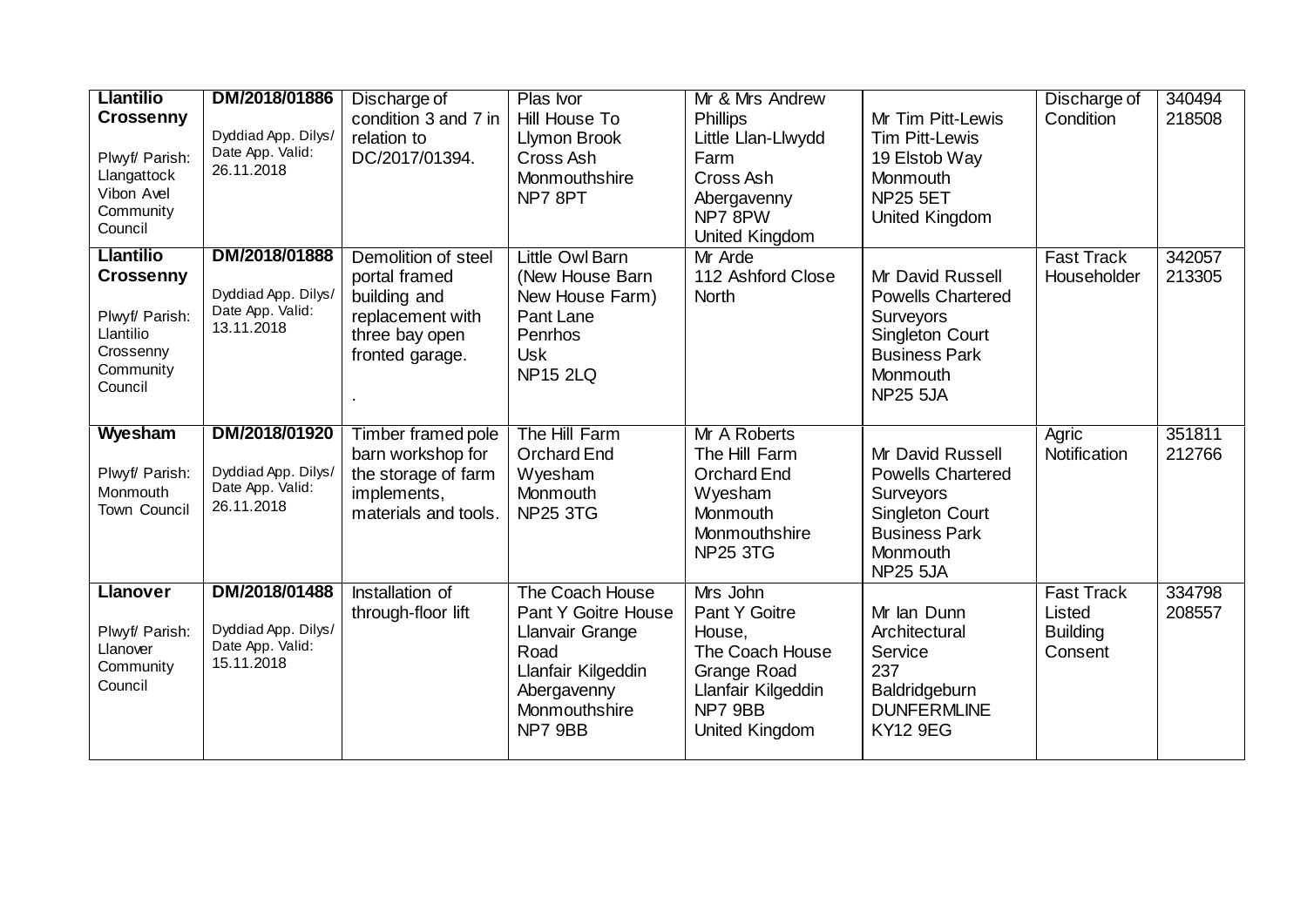| | | | | | | | |
|---|---|---|---|---|---|---|---|
| **Llantilio Crossenny**<br><br>Plwyf/ Parish: Llangattock Vibon Avel Community Council | **DM/2018/01886**<br><br>Dyddiad App. Dilys/ Date App. Valid: 26.11.2018 | Discharge of condition 3 and 7 in relation to DC/2017/01394. | Plas Ivor<br>Hill House To Llymon Brook<br>Cross Ash<br>Monmouthshire<br>NP7 8PT | Mr & Mrs Andrew Phillips<br>Little Llan-Llwydd Farm<br>Cross Ash<br>Abergavenny<br>NP7 8PW<br>United Kingdom | Mr Tim Pitt-Lewis<br>Tim Pitt-Lewis<br>19 Elstob Way<br>Monmouth<br>NP25 5ET<br>United Kingdom | Discharge of Condition | 340494<br>218508 |
| **Llantilio Crossenny**<br><br>Plwyf/ Parish: Llantilio Crossenny Community Council | **DM/2018/01888**<br><br>Dyddiad App. Dilys/ Date App. Valid: 13.11.2018 | Demolition of steel portal framed building and replacement with three bay open fronted garage.<br><br>. | Little Owl Barn (New House Barn New House Farm)<br>Pant Lane<br>Penrhos<br>Usk<br>NP15 2LQ | Mr Arde<br>112 Ashford Close North | Mr David Russell<br>Powells Chartered Surveyors<br>Singleton Court Business Park<br>Monmouth<br>NP25 5JA | Fast Track Householder | 342057<br>213305 |
| **Wyesham**<br><br>Plwyf/ Parish: Monmouth Town Council | **DM/2018/01920**<br><br>Dyddiad App. Dilys/ Date App. Valid: 26.11.2018 | Timber framed pole barn workshop for the storage of farm implements, materials and tools. | The Hill Farm<br>Orchard End<br>Wyesham<br>Monmouth<br>NP25 3TG | Mr A Roberts<br>The Hill Farm<br>Orchard End<br>Wyesham<br>Monmouth<br>Monmouthshire<br>NP25 3TG | Mr David Russell<br>Powells Chartered Surveyors<br>Singleton Court Business Park<br>Monmouth<br>NP25 5JA | Agric Notification | 351811<br>212766 |
| **Llanover**<br><br>Plwyf/ Parish: Llanover Community Council | **DM/2018/01488**<br><br>Dyddiad App. Dilys/ Date App. Valid: 15.11.2018 | Installation of through-floor lift | The Coach House<br>Pant Y Goitre House<br>Llanvair Grange Road<br>Llanfair Kilgeddin<br>Abergavenny<br>Monmouthshire<br>NP7 9BB | Mrs John<br>Pant Y Goitre House,<br>The Coach House<br>Grange Road<br>Llanfair Kilgeddin<br>NP7 9BB<br>United Kingdom | Mr Ian Dunn<br>Architectural Service<br>237<br>Baldridgeburn<br>DUNFERMLINE<br>KY12 9EG | Fast Track Listed Building Consent | 334798<br>208557 |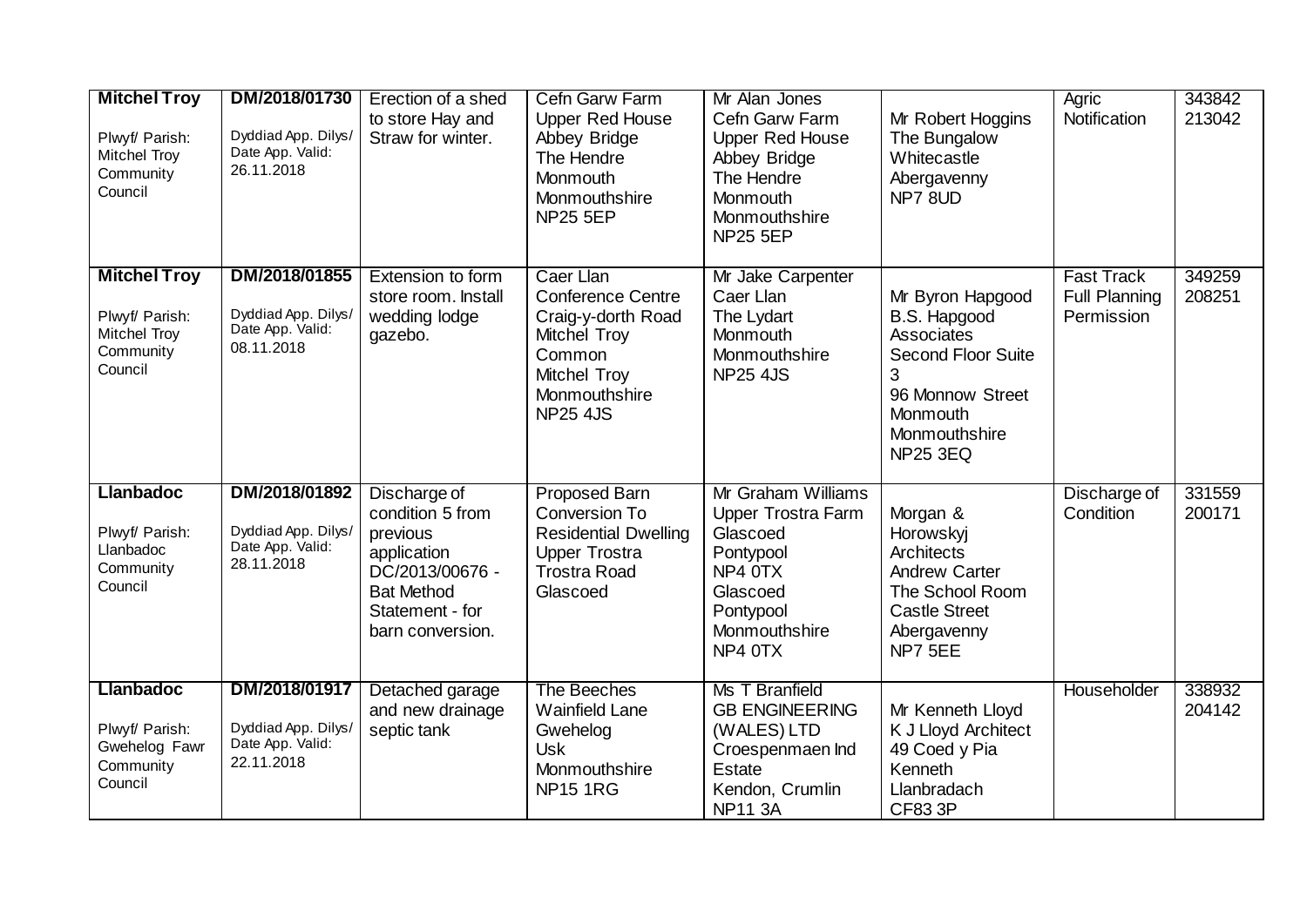| | | | | | | | |
|---|---|---|---|---|---|---|---|
| **Mitchel Troy**<br><br>Plwyf/ Parish: Mitchel Troy Community Council | **DM/2018/01730**<br><br>Dyddiad App. Dilys/ Date App. Valid: 26.11.2018 | Erection of a shed to store Hay and Straw for winter. | Cefn Garw Farm Upper Red House Abbey Bridge The Hendre Monmouth Monmouthshire NP25 5EP | Mr Alan Jones Cefn Garw Farm Upper Red House Abbey Bridge The Hendre Monmouth Monmouthshire NP25 5EP | Mr Robert Hoggins The Bungalow Whitecastle Abergavenny NP7 8UD | Agric Notification | 343842 213042 |
| **Mitchel Troy**<br><br>Plwyf/ Parish: Mitchel Troy Community Council | **DM/2018/01855**<br><br>Dyddiad App. Dilys/ Date App. Valid: 08.11.2018 | Extension to form store room. Install wedding lodge gazebo. | Caer Llan Conference Centre Craig-y-dorth Road Mitchel Troy Common Mitchel Troy Monmouthshire NP25 4JS | Mr Jake Carpenter Caer Llan The Lydart Monmouth Monmouthshire NP25 4JS | Mr Byron Hapgood B.S. Hapgood Associates Second Floor Suite 3 96 Monnow Street Monmouth Monmouthshire NP25 3EQ | Fast Track Full Planning Permission | 349259 208251 |
| **Llanbadoc**<br><br>Plwyf/ Parish: Llanbadoc Community Council | **DM/2018/01892**<br><br>Dyddiad App. Dilys/ Date App. Valid: 28.11.2018 | Discharge of condition 5 from previous application DC/2013/00676 - Bat Method Statement - for barn conversion. | Proposed Barn Conversion To Residential Dwelling Upper Trostra Trostra Road Glascoed | Mr Graham Williams Upper Trostra Farm Glascoed Pontypool NP4 0TX Glascoed Pontypool Monmouthshire NP4 0TX | Morgan & Horowskyj Architects Andrew Carter The School Room Castle Street Abergavenny NP7 5EE | Discharge of Condition | 331559 200171 |
| **Llanbadoc**<br><br>Plwyf/ Parish: Gwehelog Fawr Community Council | **DM/2018/01917**<br><br>Dyddiad App. Dilys/ Date App. Valid: 22.11.2018 | Detached garage and new drainage septic tank | The Beeches Wainfield Lane Gwehelog Usk Monmouthshire NP15 1RG | Ms T Branfield GB ENGINEERING (WALES) LTD Croespenmaen Ind Estate Kendon, Crumlin NP11 3A | Mr Kenneth Lloyd K J Lloyd Architect 49 Coed y Pia Kenneth Llanbradach CF83 3P | Householder | 338932 204142 |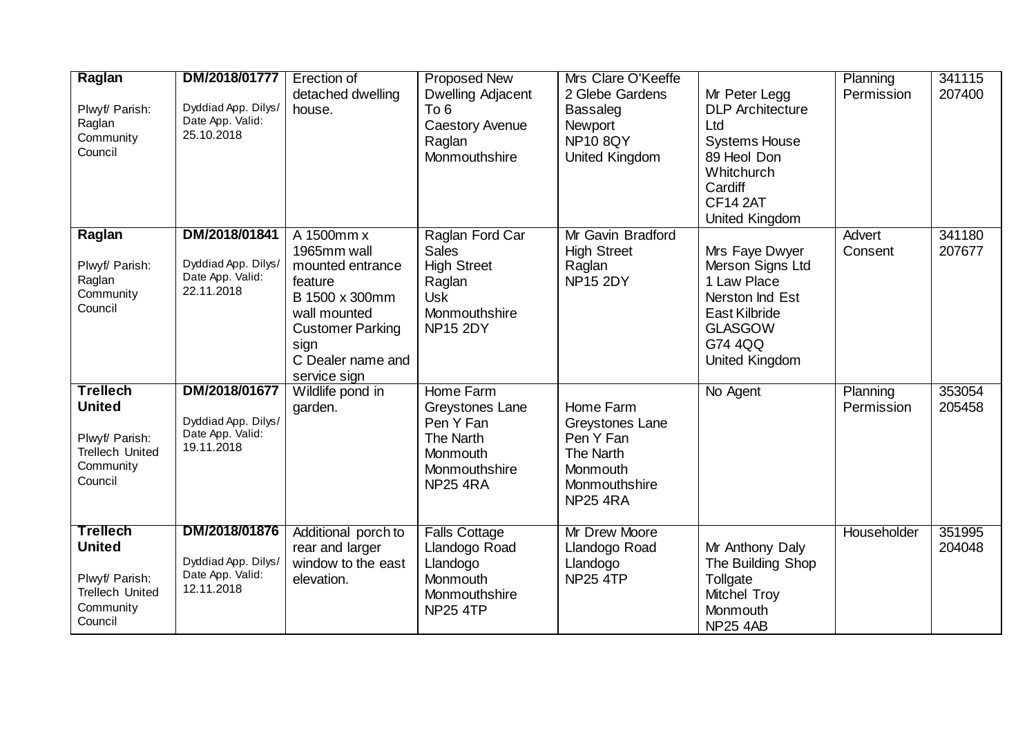| | | | | | | | |
|---|---|---|---|---|---|---|---|
| **Raglan**<br><br>Plwyf/ Parish: Raglan Community Council | **DM/2018/01777**<br><br>Dyddiad App. Dilys/ Date App. Valid: 25.10.2018 | Erection of detached dwelling house. | Proposed New Dwelling Adjacent To 6 Caestory Avenue Raglan Monmouthshire | Mrs Clare O'Keeffe 2 Glebe Gardens Bassaleg Newport NP10 8QY United Kingdom | Mr Peter Legg DLP Architecture Ltd Systems House 89 Heol Don Whitchurch Cardiff CF14 2AT United Kingdom | Planning Permission | 341115 207400 |
| **Raglan**<br><br>Plwyf/ Parish: Raglan Community Council | **DM/2018/01841**<br><br>Dyddiad App. Dilys/ Date App. Valid: 22.11.2018 | A 1500mm x 1965mm wall mounted entrance feature<br>B 1500 x 300mm wall mounted Customer Parking sign<br>C Dealer name and service sign | Raglan Ford Car Sales High Street Raglan Usk Monmouthshire NP15 2DY | Mr Gavin Bradford High Street Raglan NP15 2DY | Mrs Faye Dwyer Merson Signs Ltd 1 Law Place Nerston Ind Est East Kilbride GLASGOW G74 4QQ United Kingdom | Advert Consent | 341180 207677 |
| **Trellech United**<br><br>Plwyf/ Parish: Trellech United Community Council | **DM/2018/01677**<br><br>Dyddiad App. Dilys/ Date App. Valid: 19.11.2018 | Wildlife pond in garden. | Home Farm Greystones Lane Pen Y Fan The North Monmouth Monmouthshire NP25 4RA | Home Farm Greystones Lane Pen Y Fan The North Monmouth Monmouthshire NP25 4RA | No Agent | Planning Permission | 353054 205458 |
| **Trellech United**<br><br>Plwyf/ Parish: Trellech United Community Council | **DM/2018/01876**<br><br>Dyddiad App. Dilys/ Date App. Valid: 12.11.2018 | Additional porch to rear and larger window to the east elevation. | Falls Cottage Llandogo Road Llandogo Monmouth Monmouthshire NP25 4TP | Mr Drew Moore Llandogo Road Llandogo NP25 4TP | Mr Anthony Daly The Building Shop Tollgate Mitchel Troy Monmouth NP25 4AB | Householder | 351995 204048 |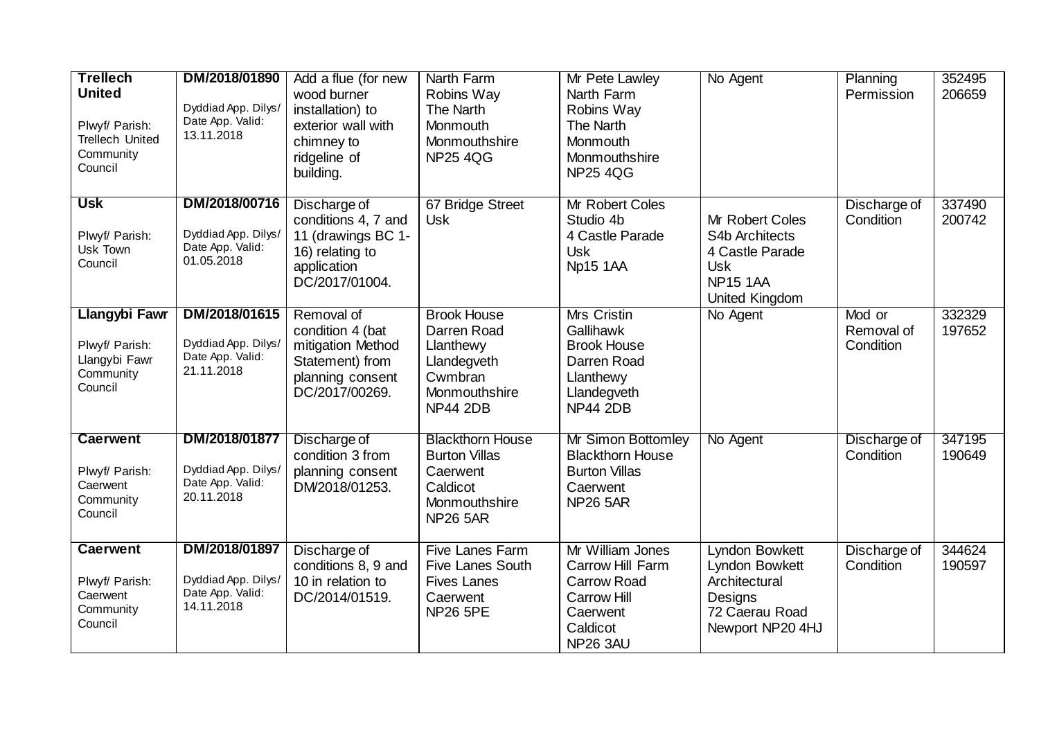| | | | | | | | |
|---|---|---|---|---|---|---|---|
| **Trellech United**<br><br>Plwyf/ Parish: Trellech United Community Council | **DM/2018/01890**<br><br>Dyddiad App. Dilys/ Date App. Valid: 13.11.2018 | Add a flue (for new wood burner installation) to exterior wall with chimney to ridgeline of building. | Narth Farm<br>Robins Way<br>The Narth<br>Monmouth<br>Monmouthshire<br>NP25 4QG | Mr Pete Lawley<br>Narth Farm<br>Robins Way<br>The Narth<br>Monmouth<br>Monmouthshire<br>NP25 4QG | No Agent | Planning Permission | 352495<br>206659 |
| **Usk**<br><br>Plwyf/ Parish: Usk Town Council | **DM/2018/00716**<br><br>Dyddiad App. Dilys/ Date App. Valid: 01.05.2018 | Discharge of conditions 4, 7 and 11 (drawings BC 1-16) relating to application DC/2017/01004. | 67 Bridge Street<br>Usk | Mr Robert Coles<br>Studio 4b<br>4 Castle Parade<br>Usk<br>Np15 1AA | Mr Robert Coles<br>S4b Architects<br>4 Castle Parade<br>Usk<br>NP15 1AA<br>United Kingdom | Discharge of Condition | 337490<br>200742 |
| **Llangybi Fawr**<br><br>Plwyf/ Parish: Llangybi Fawr Community Council | **DM/2018/01615**<br><br>Dyddiad App. Dilys/ Date App. Valid: 21.11.2018 | Removal of condition 4 (bat mitigation Method Statement) from planning consent DC/2017/00269. | Brook House<br>Darren Road<br>Llanthewy<br>Llandegveth<br>Cwmbran<br>Monmouthshire<br>NP44 2DB | Mrs Cristin Gallihawk<br>Brook House<br>Darren Road<br>Llanthewy<br>Llandegveth<br>NP44 2DB | No Agent | Mod or Removal of Condition | 332329<br>197652 |
| **Caerwent**<br><br>Plwyf/ Parish: Caerwent Community Council | **DM/2018/01877**<br><br>Dyddiad App. Dilys/ Date App. Valid: 20.11.2018 | Discharge of condition 3 from planning consent DM/2018/01253. | Blackthorn House<br>Burton Villas<br>Caerwent<br>Caldicot<br>Monmouthshire<br>NP26 5AR | Mr Simon Bottomley<br>Blackthorn House<br>Burton Villas<br>Caerwent<br>NP26 5AR | No Agent | Discharge of Condition | 347195<br>190649 |
| **Caerwent**<br><br>Plwyf/ Parish: Caerwent Community Council | **DM/2018/01897**<br><br>Dyddiad App. Dilys/ Date App. Valid: 14.11.2018 | Discharge of conditions 8, 9 and 10 in relation to DC/2014/01519. | Five Lanes Farm<br>Five Lanes South<br>Fives Lanes<br>Caerwent<br>NP26 5PE | Mr William Jones<br>Carrow Hill Farm<br>Carrow Road<br>Carrow Hill<br>Caerwent<br>Caldicot<br>NP26 3AU | Lyndon Bowkett<br>Lyndon Bowkett<br>Architectural Designs<br>72 Caerau Road<br>Newport NP20 4HJ | Discharge of Condition | 344624<br>190597 |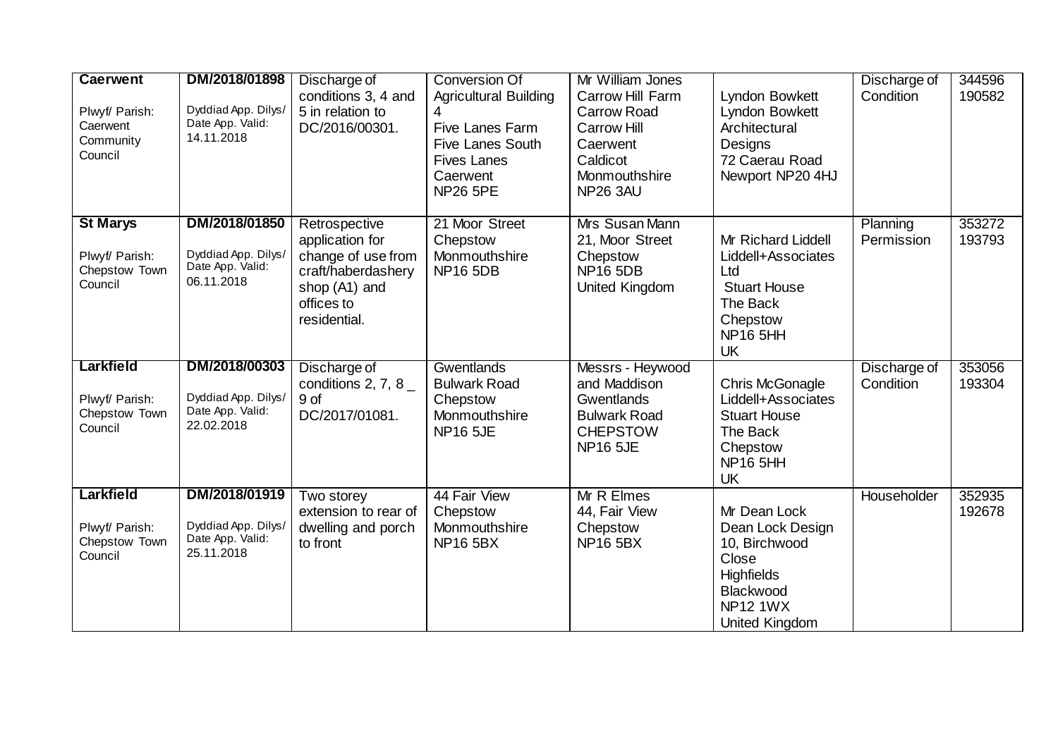| | | | | | | | |
|---|---|---|---|---|---|---|---|
| **Caerwent**<br><br>Plwyf/ Parish: Caerwent Community Council | **DM/2018/01898**<br><br>Dyddiad App. Dilys/ Date App. Valid: 14.11.2018 | Discharge of conditions 3, 4 and 5 in relation to DC/2016/00301. | Conversion Of Agricultural Building 4<br>Five Lanes Farm<br>Five Lanes South<br>Fives Lanes<br>Caerwent<br>NP26 5PE | Mr William Jones<br>Carrow Hill Farm<br>Carrow Road<br>Carrow Hill<br>Caerwent<br>Caldicot<br>Monmouthshire<br>NP26 3AU | Lyndon Bowkett<br>Lyndon Bowkett Architectural Designs<br>72 Caerau Road<br>Newport NP20 4HJ | Discharge of Condition | 344596<br>190582 |
| **St Marys**<br><br>Plwyf/ Parish: Chepstow Town Council | **DM/2018/01850**<br><br>Dyddiad App. Dilys/ Date App. Valid: 06.11.2018 | Retrospective application for change of use from craft/haberdashery shop (A1) and offices to residential. | 21 Moor Street<br>Chepstow<br>Monmouthshire<br>NP16 5DB | Mrs Susan Mann<br>21, Moor Street<br>Chepstow<br>NP16 5DB<br>United Kingdom | Mr Richard Liddell<br>Liddell+Associates Ltd<br>Stuart House<br>The Back<br>Chepstow<br>NP16 5HH<br>UK | Planning Permission | 353272<br>193793 |
| **Larkfield**<br><br>Plwyf/ Parish: Chepstow Town Council | **DM/2018/00303**<br><br>Dyddiad App. Dilys/ Date App. Valid: 22.02.2018 | Discharge of conditions 2, 7, 8 _ 9 of DC/2017/01081. | Gwentlands<br>Bulwark Road<br>Chepstow<br>Monmouthshire<br>NP16 5JE | Messrs - Heywood and Maddison<br>Gwentlands<br>Bulwark Road<br>CHEPSTOW<br>NP16 5JE | Chris McGonagle<br>Liddell+Associates<br>Stuart House<br>The Back<br>Chepstow<br>NP16 5HH<br>UK | Discharge of Condition | 353056<br>193304 |
| **Larkfield**<br><br>Plwyf/ Parish: Chepstow Town Council | **DM/2018/01919**<br><br>Dyddiad App. Dilys/ Date App. Valid: 25.11.2018 | Two storey extension to rear of dwelling and porch to front | 44 Fair View<br>Chepstow<br>Monmouthshire<br>NP16 5BX | Mr R Elmes<br>44, Fair View<br>Chepstow<br>NP16 5BX | Mr Dean Lock<br>Dean Lock Design<br>10, Birchwood Close<br>Highfields<br>Blackwood<br>NP12 1WX<br>United Kingdom | Householder | 352935<br>192678 |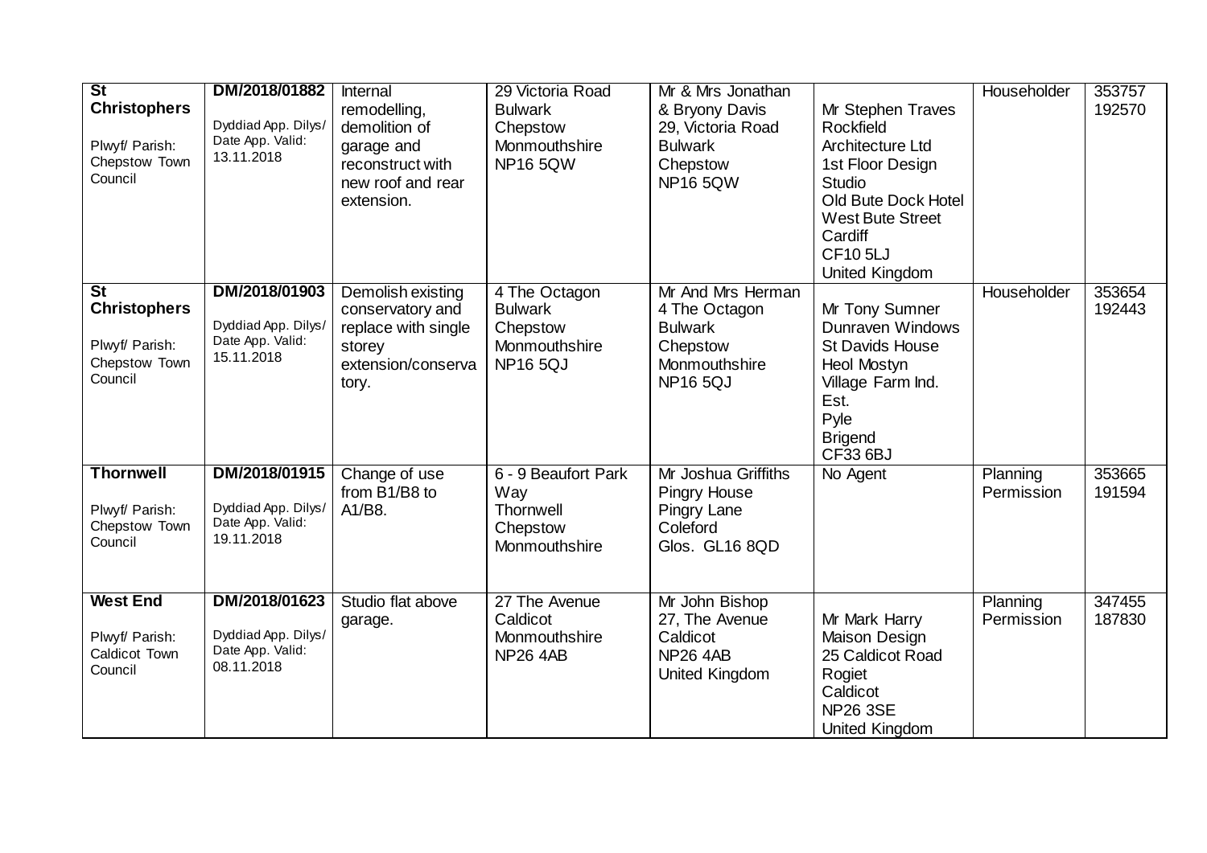| | | | | | | | |
|---|---|---|---|---|---|---|---|
| **St Christophers**<br><br>Plwyf/ Parish: Chepstow Town Council | **DM/2018/01882**<br><br>Dyddiad App. Dilys/ Date App. Valid: 13.11.2018 | Internal remodelling, demolition of garage and reconstruct with new roof and rear extension. | 29 Victoria Road<br>Bulwark<br>Chepstow<br>Monmouthshire<br>NP16 5QW | Mr & Mrs Jonathan & Bryony Davis<br>29, Victoria Road<br>Bulwark<br>Chepstow<br>NP16 5QW | Mr Stephen Traves<br>Rockfield Architecture Ltd<br>1st Floor Design Studio<br>Old Bute Dock Hotel<br>West Bute Street<br>Cardiff<br>CF10 5LJ<br>United Kingdom | Householder | 353757<br>192570 |
| **St Christophers**<br><br>Plwyf/ Parish: Chepstow Town Council | **DM/2018/01903**<br><br>Dyddiad App. Dilys/ Date App. Valid: 15.11.2018 | Demolish existing conservatory and replace with single storey extension/conservatory. | 4 The Octagon<br>Bulwark<br>Chepstow<br>Monmouthshire<br>NP16 5QJ | Mr And Mrs Herman<br>4 The Octagon<br>Bulwark<br>Chepstow<br>Monmouthshire<br>NP16 5QJ | Mr Tony Sumner<br>Dunraven Windows<br>St Davids House<br>Heol Mostyn<br>Village Farm Ind. Est.<br>Pyle<br>Brigend<br>CF33 6BJ | Householder | 353654<br>192443 |
| **Thornwell**<br><br>Plwyf/ Parish: Chepstow Town Council | **DM/2018/01915**<br><br>Dyddiad App. Dilys/ Date App. Valid: 19.11.2018 | Change of use from B1/B8 to A1/B8. | 6 - 9 Beaufort Park Way<br>Thornwell<br>Chepstow<br>Monmouthshire | Mr Joshua Griffiths<br>Pingry House<br>Pingry Lane<br>Coleford<br>Glos. GL16 8QD | No Agent | Planning Permission | 353665<br>191594 |
| **West End**<br><br>Plwyf/ Parish: Caldicot Town Council | **DM/2018/01623**<br><br>Dyddiad App. Dilys/ Date App. Valid: 08.11.2018 | Studio flat above garage. | 27 The Avenue<br>Caldicot<br>Monmouthshire<br>NP26 4AB | Mr John Bishop<br>27, The Avenue<br>Caldicot<br>NP26 4AB<br>United Kingdom | Mr Mark Harry<br>Maison Design<br>25 Caldicot Road<br>Rogiet<br>Caldicot<br>NP26 3SE<br>United Kingdom | Planning Permission | 347455<br>187830 |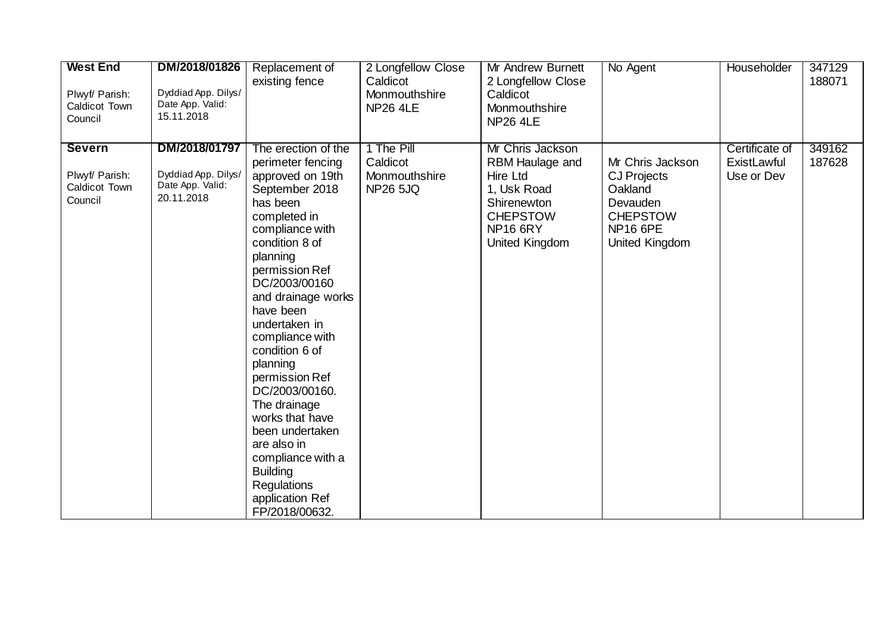| | | | | | | | |
|---|---|---|---|---|---|---|---|
| **West End**<br><br>Plwyf/ Parish: Caldicot Town Council | **DM/2018/01826**<br><br>Dyddiad App. Dilys/ Date App. Valid: 15.11.2018 | Replacement of existing fence | 2 Longfellow Close Caldicot Monmouthshire NP26 4LE | Mr Andrew Burnett 2 Longfellow Close Caldicot Monmouthshire NP26 4LE | No Agent | Householder | 347129 188071 |
| **Severn**<br><br>Plwyf/ Parish: Caldicot Town Council | **DM/2018/01797**<br><br>Dyddiad App. Dilys/ Date App. Valid: 20.11.2018 | The erection of the perimeter fencing approved on 19th September 2018 has been completed in compliance with condition 8 of planning permission Ref DC/2003/00160 and drainage works have been undertaken in compliance with condition 6 of planning permission Ref DC/2003/00160. The drainage works that have been undertaken are also in compliance with a Building Regulations application Ref FP/2018/00632. | 1 The Pill Caldicot Monmouthshire NP26 5JQ | Mr Chris Jackson RBM Haulage and Hire Ltd 1, Usk Road Shirenewton CHEPSTOW NP16 6RY United Kingdom | Mr Chris Jackson CJ Projects Oakland Devauden CHEPSTOW NP16 6PE United Kingdom | Certificate of ExistLawful Use or Dev | 349162 187628 |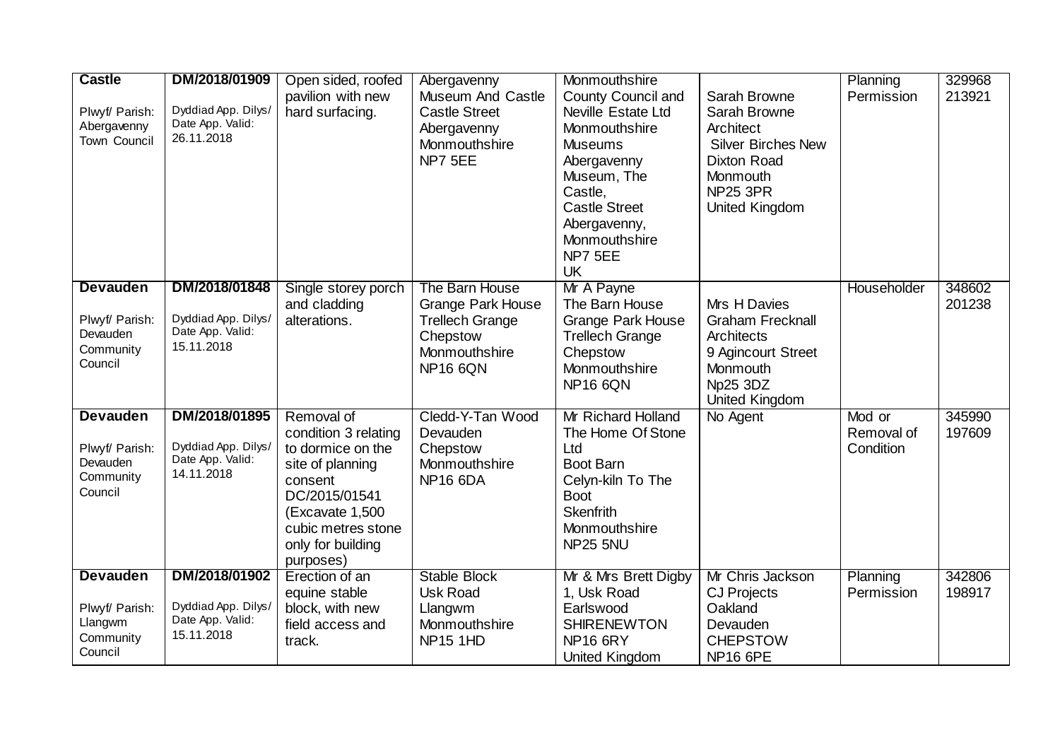| | | | | | | | |
|---|---|---|---|---|---|---|---|
| **Castle**<br><br>Plwyf/ Parish: Abergavenny Town Council | **DM/2018/01909**<br><br>Dyddiad App. Dilys/ Date App. Valid: 26.11.2018 | Open sided, roofed pavilion with new hard surfacing. | Abergavenny Museum And Castle Castle Street Abergavenny Monmouthshire NP7 5EE | Monmouthshire County Council and Neville Estate Ltd Monmouthshire Museums Abergavenny Museum, The Castle, Castle Street Abergavenny, Monmouthshire NP7 5EE UK | Sarah Browne Sarah Browne Architect Silver Birches New Dixton Road Monmouth NP25 3PR United Kingdom | Planning Permission | 329968 213921 |
| **Devauden**<br><br>Plwyf/ Parish: Devauden Community Council | **DM/2018/01848**<br><br>Dyddiad App. Dilys/ Date App. Valid: 15.11.2018 | Single storey porch and cladding alterations. | The Barn House Grange Park House Trellech Grange Chepstow Monmouthshire NP16 6QN | Mr A Payne The Barn House Grange Park House Trellech Grange Chepstow Monmouthshire NP16 6QN | Mrs H Davies Graham Frecknall Architects 9 Agincourt Street Monmouth Np25 3DZ United Kingdom | Householder | 348602 201238 |
| **Devauden**<br><br>Plwyf/ Parish: Devauden Community Council | **DM/2018/01895**<br><br>Dyddiad App. Dilys/ Date App. Valid: 14.11.2018 | Removal of condition 3 relating to dormice on the site of planning consent DC/2015/01541 (Excavate 1,500 cubic metres stone only for building purposes) | Cledd-Y-Tan Wood Devauden Chepstow Monmouthshire NP16 6DA | Mr Richard Holland The Home Of Stone Ltd Boot Barn Celyn-kiln To The Boot Skenfrith Monmouthshire NP25 5NU | No Agent | Mod or Removal of Condition | 345990 197609 |
| **Devauden**<br><br>Plwyf/ Parish: Llangwm Community Council | **DM/2018/01902**<br><br>Dyddiad App. Dilys/ Date App. Valid: 15.11.2018 | Erection of an equine stable block, with new field access and track. | Stable Block Usk Road Llangwm Monmouthshire NP15 1HD | Mr & Mrs Brett Digby 1, Usk Road Earlswood SHIRENEWTON NP16 6RY United Kingdom | Mr Chris Jackson CJ Projects Oakland Devauden CHEPSTOW NP16 6PE | Planning Permission | 342806 198917 |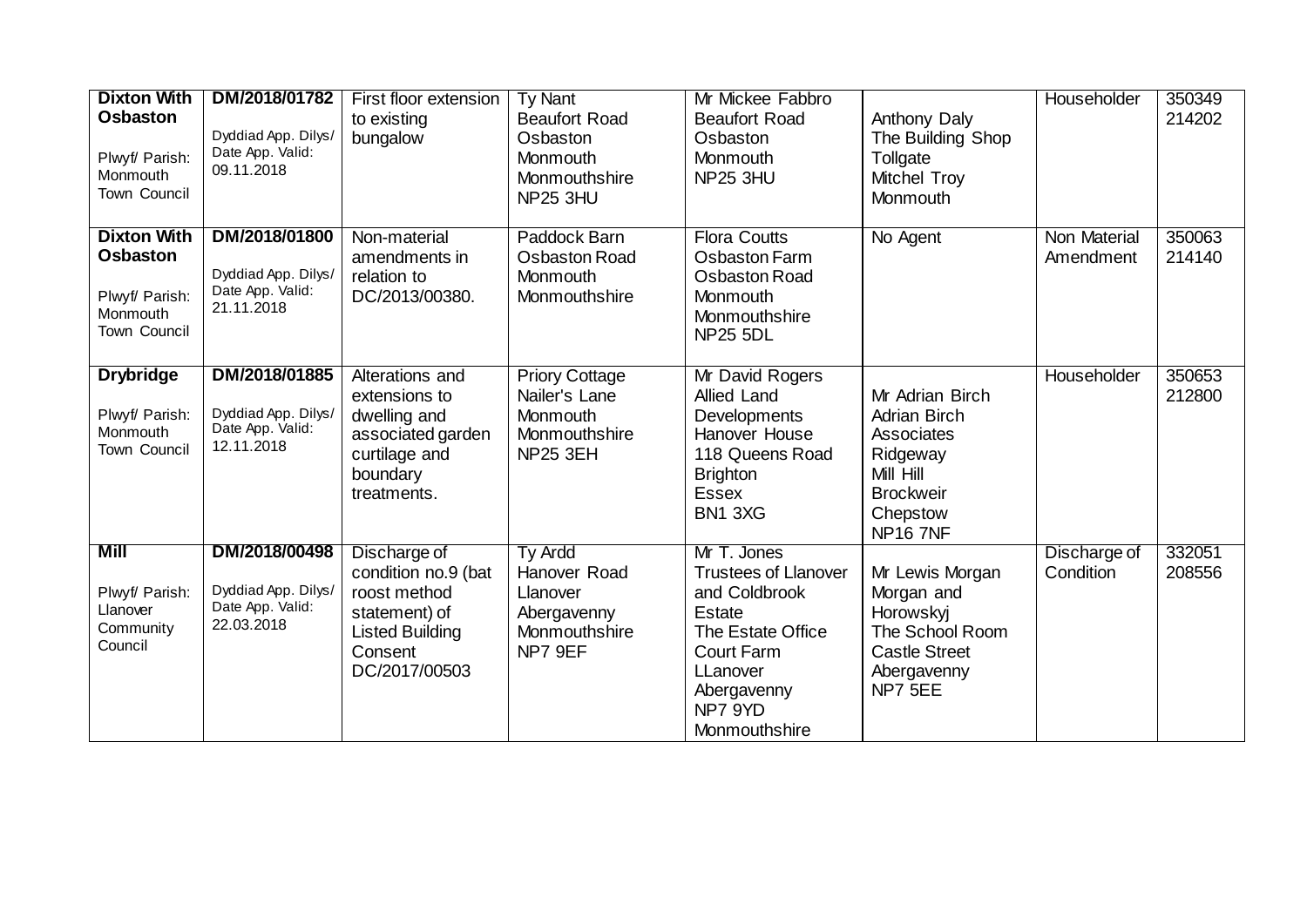| | | | | | | | |
|---|---|---|---|---|---|---|---|
| **Dixton With Osbaston**<br><br>Plwyf/ Parish: Monmouth Town Council | **DM/2018/01782**<br><br>Dyddiad App. Dilys/ Date App. Valid: 09.11.2018 | First floor extension to existing bungalow | Ty Nant<br>Beaufort Road<br>Osbaston<br>Monmouth<br>Monmouthshire<br>NP25 3HU | Mr Mickee Fabbro<br>Beaufort Road<br>Osbaston<br>Monmouth<br>NP25 3HU | Anthony Daly<br>The Building Shop<br>Tollgate<br>Mitchel Troy<br>Monmouth | Householder | 350349<br>214202 |
| **Dixton With Osbaston**<br><br>Plwyf/ Parish: Monmouth Town Council | **DM/2018/01800**<br><br>Dyddiad App. Dilys/ Date App. Valid: 21.11.2018 | Non-material amendments in relation to DC/2013/00380. | Paddock Barn<br>Osbaston Road<br>Monmouth<br>Monmouthshire | Flora Coutts<br>Osbaston Farm<br>Osbaston Road<br>Monmouth<br>Monmouthshire<br>NP25 5DL | No Agent | Non Material Amendment | 350063<br>214140 |
| **Drybridge**<br><br>Plwyf/ Parish: Monmouth Town Council | **DM/2018/01885**<br><br>Dyddiad App. Dilys/ Date App. Valid: 12.11.2018 | Alterations and extensions to dwelling and associated garden curtilage and boundary treatments. | Priory Cottage<br>Nailer's Lane<br>Monmouth<br>Monmouthshire<br>NP25 3EH | Mr David Rogers<br>Allied Land Developments<br>Hanover House<br>118 Queens Road<br>Brighton<br>Essex<br>BN1 3XG | Mr Adrian Birch<br>Adrian Birch Associates<br>Ridgeway<br>Mill Hill<br>Brockweir<br>Chepstow<br>NP16 7NF | Householder | 350653<br>212800 |
| **Mill**<br><br>Plwyf/ Parish: Llanover Community Council | **DM/2018/00498**<br><br>Dyddiad App. Dilys/ Date App. Valid: 22.03.2018 | Discharge of condition no.9 (bat roost method statement) of Listed Building Consent DC/2017/00503 | Ty Ardd<br>Hanover Road<br>Llanover<br>Abergavenny<br>Monmouthshire<br>NP7 9EF | Mr T. Jones<br>Trustees of Llanover and Coldbrook Estate<br>The Estate Office<br>Court Farm<br>LLanover<br>Abergavenny<br>NP7 9YD<br>Monmouthshire | Mr Lewis Morgan<br>Morgan and Horowskyj<br>The School Room<br>Castle Street<br>Abergavenny<br>NP7 5EE | Discharge of Condition | 332051<br>208556 |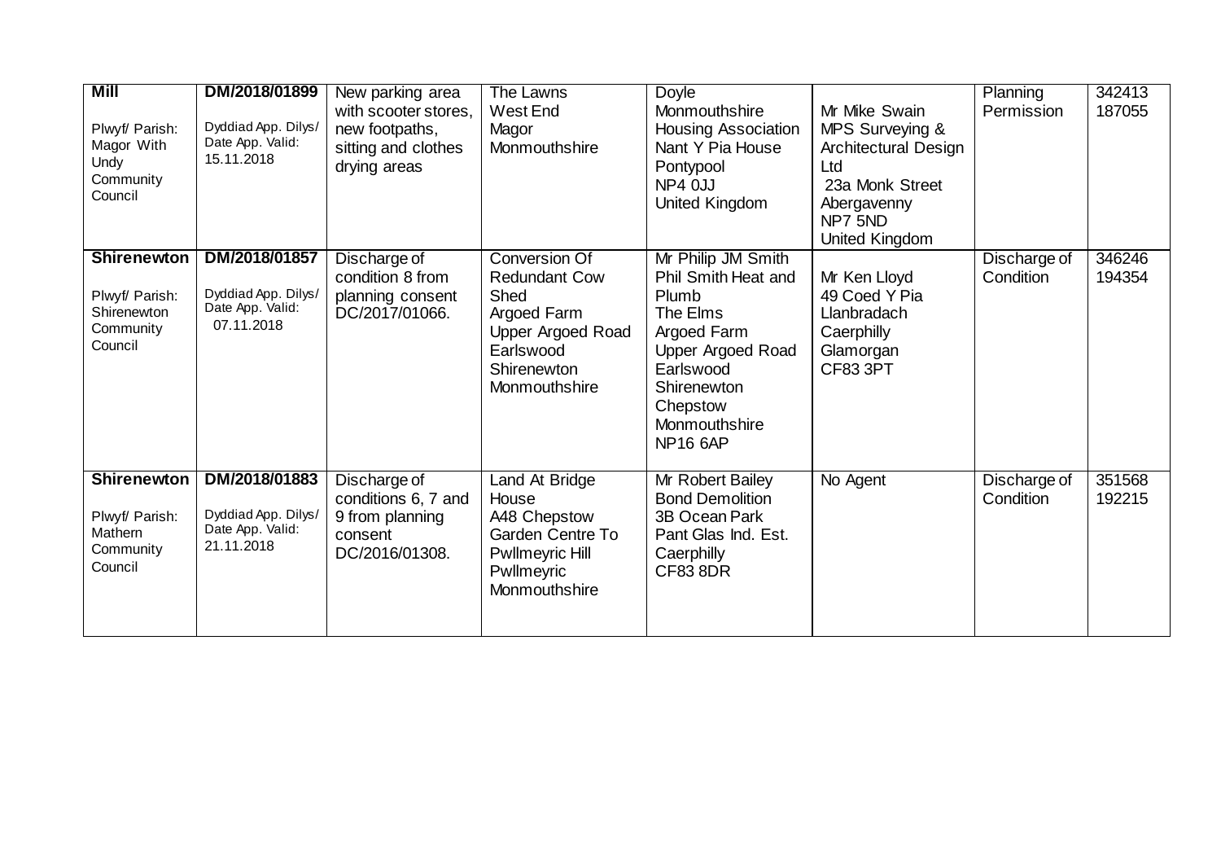| **Mill**<br><br>Plwyf/ Parish: Magor With Undy Community Council | **DM/2018/01899**<br><br>Dyddiad App. Dilys/ Date App. Valid: 15.11.2018 | New parking area with scooter stores, new footpaths, sitting and clothes drying areas | The Lawns<br>West End<br>Magor<br>Monmouthshire | Doyle<br>Monmouthshire Housing Association<br>Nant Y Pia House<br>Pontypool<br>NP4 0JJ<br>United Kingdom | Mr Mike Swain<br>MPS Surveying & Architectural Design Ltd<br>23a Monk Street<br>Abergavenny<br>NP7 5ND<br>United Kingdom | Planning Permission | 342413<br>187055 |
|---|---|---|---|---|---|---|---|
| **Shirenewton**<br><br>Plwyf/ Parish: Shirenewton Community Council | **DM/2018/01857**<br><br>Dyddiad App. Dilys/ Date App. Valid: 07.11.2018 | Discharge of condition 8 from planning consent DC/2017/01066. | Conversion Of Redundant Cow Shed<br>Argoed Farm<br>Upper Argoed Road<br>Earlswood<br>Shirenewton<br>Monmouthshire | Mr Philip JM Smith<br>Phil Smith Heat and Plumb<br>The Elms<br>Argoed Farm<br>Upper Argoed Road<br>Earlswood<br>Shirenewton<br>Chepstow<br>Monmouthshire<br>NP16 6AP | Mr Ken Lloyd<br>49 Coed Y Pia<br>Llanbradach<br>Caerphilly<br>Glamorgan<br>CF83 3PT | Discharge of Condition | 346246<br>194354 |
| **Shirenewton**<br><br>Plwyf/ Parish: Mathern Community Council | **DM/2018/01883**<br><br>Dyddiad App. Dilys/ Date App. Valid: 21.11.2018 | Discharge of conditions 6, 7 and 9 from planning consent DC/2016/01308. | Land At Bridge House<br>A48 Chepstow Garden Centre To Pwllmeyric Hill<br>Pwllmeyric<br>Monmouthshire | Mr Robert Bailey<br>Bond Demolition<br>3B Ocean Park<br>Pant Glas Ind. Est.<br>Caerphilly<br>CF83 8DR | No Agent | Discharge of Condition | 351568<br>192215 |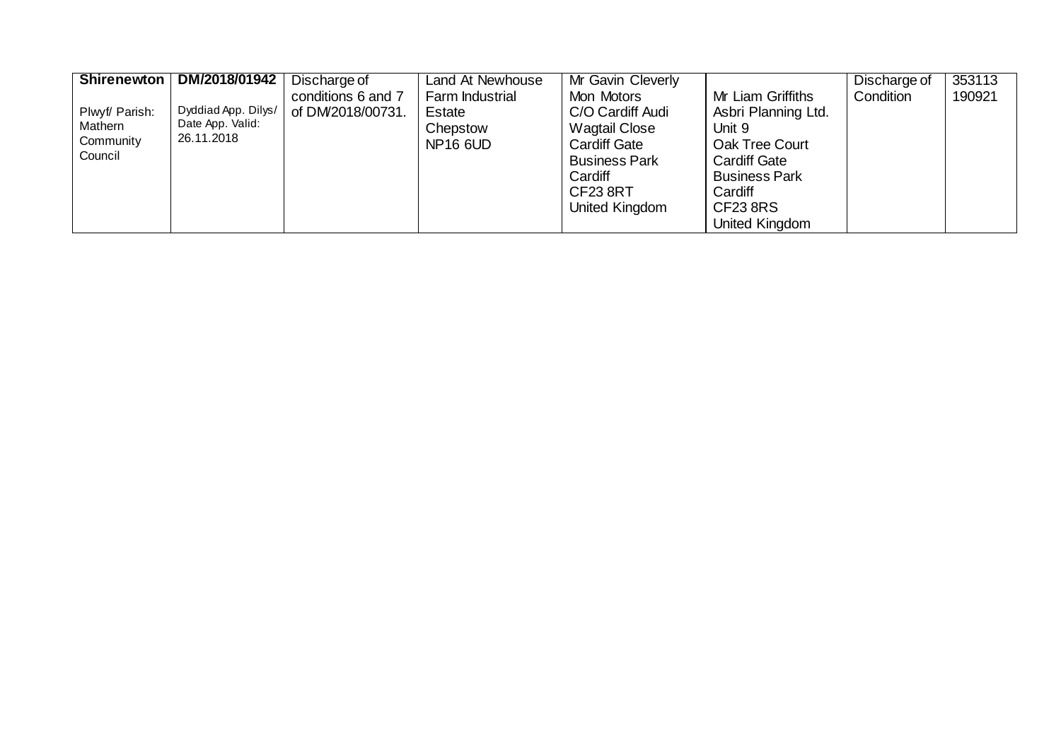| | | | | | | | |
|---|---|---|---|---|---|---|---|
| **Shirenewton**<br><br>Plwyf/ Parish: Mathern Community Council | **DM/2018/01942**<br><br>Dyddiad App. Dilys/ Date App. Valid: 26.11.2018 | Discharge of conditions 6 and 7 of DM/2018/00731. | Land At Newhouse Farm Industrial Estate Chepstow NP16 6UD | Mr Gavin Cleverly Mon Motors C/O Cardiff Audi Wagtail Close Cardiff Gate Business Park Cardiff CF23 8RT United Kingdom | Mr Liam Griffiths Asbri Planning Ltd. Unit 9 Oak Tree Court Cardiff Gate Business Park Cardiff CF23 8RS United Kingdom | Discharge of Condition | 353113 190921 |